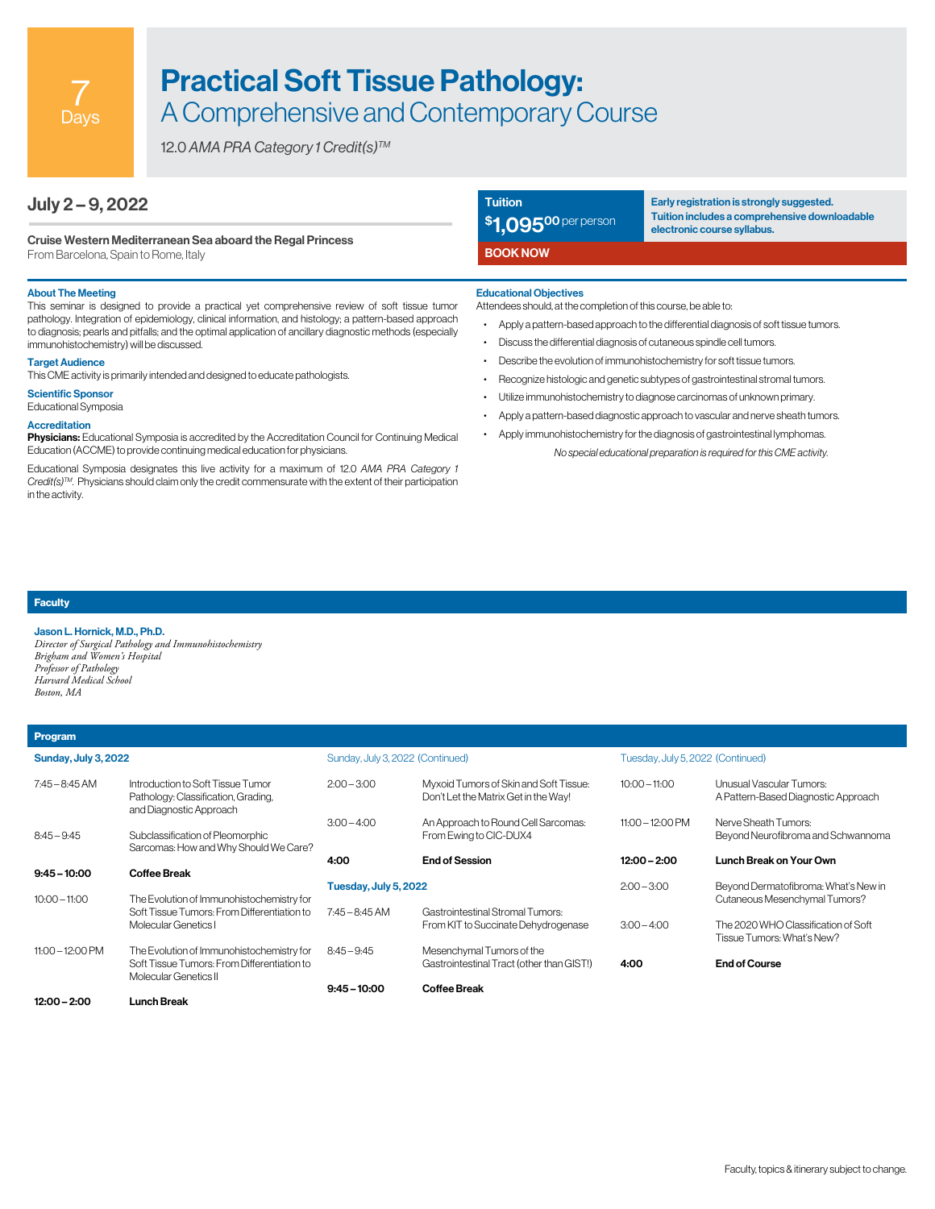7 Days

# Practical Soft Tissue Pathology:
## A Comprehensive and Contemporary Course

*12.0 AMA PRA Category 1 Credit(s)™*

### July 2 – 9, 2022

**Cruise Western Mediterranean Sea aboard the Regal Princess**
From Barcelona, Spain to Rome, Italy

**Tuition**
**$1,095.00** per person

**Early registration is strongly suggested. Tuition includes a comprehensive downloadable electronic course syllabus.**

**BOOK NOW**

### About The Meeting

This seminar is designed to provide a practical yet comprehensive review of soft tissue tumor pathology. Integration of epidemiology, clinical information, and histology; a pattern-based approach to diagnosis; pearls and pitfalls; and the optimal application of ancillary diagnostic methods (especially immunohistochemistry) will be discussed.

### Target Audience

This CME activity is primarily intended and designed to educate pathologists.

### Scientific Sponsor

Educational Symposia

### Accreditation

**Physicians:** Educational Symposia is accredited by the Accreditation Council for Continuing Medical Education (ACCME) to provide continuing medical education for physicians.

Educational Symposia designates this live activity for a maximum of 12.0 *AMA PRA Category 1 Credit(s)™*. Physicians should claim only the credit commensurate with the extent of their participation in the activity.

### Educational Objectives

Attendees should, at the completion of this course, be able to:

- Apply a pattern-based approach to the differential diagnosis of soft tissue tumors.
- Discuss the differential diagnosis of cutaneous spindle cell tumors.
- Describe the evolution of immunohistochemistry for soft tissue tumors.
- Recognize histologic and genetic subtypes of gastrointestinal stromal tumors.
- Utilize immunohistochemistry to diagnose carcinomas of unknown primary.
- Apply a pattern-based diagnostic approach to vascular and nerve sheath tumors.
- Apply immunohistochemistry for the diagnosis of gastrointestinal lymphomas.

*No special educational preparation is required for this CME activity.*

## Faculty

**Jason L. Hornick, M.D., Ph.D.**
*Director of Surgical Pathology and Immunohistochemistry*
*Brigham and Women's Hospital*
*Professor of Pathology*
*Harvard Medical School*
*Boston, MA*

## Program

### Sunday, July 3, 2022

| Time | Session |
|---|---|
| 7:45 – 8:45 AM | Introduction to Soft Tissue Tumor Pathology: Classification, Grading, and Diagnostic Approach |
| 8:45 – 9:45 | Subclassification of Pleomorphic Sarcomas: How and Why Should We Care? |
| **9:45 – 10:00** | **Coffee Break** |
| 10:00 – 11:00 | The Evolution of Immunohistochemistry for Soft Tissue Tumors: From Differentiation to Molecular Genetics I |
| 11:00 – 12:00 PM | The Evolution of Immunohistochemistry for Soft Tissue Tumors: From Differentiation to Molecular Genetics II |
| **12:00 – 2:00** | **Lunch Break** |

### Sunday, July 3, 2022 (Continued)

| Time | Session |
|---|---|
| 2:00 – 3:00 | Myxoid Tumors of Skin and Soft Tissue: Don't Let the Matrix Get in the Way! |
| 3:00 – 4:00 | An Approach to Round Cell Sarcomas: From Ewing to CIC-DUX4 |
| **4:00** | **End of Session** |

### Tuesday, July 5, 2022

| Time | Session |
|---|---|
| 7:45 – 8:45 AM | Gastrointestinal Stromal Tumors: From KIT to Succinate Dehydrogenase |
| 8:45 – 9:45 | Mesenchymal Tumors of the Gastrointestinal Tract (other than GIST!) |
| **9:45 – 10:00** | **Coffee Break** |

### Tuesday, July 5, 2022 (Continued)

| Time | Session |
|---|---|
| 10:00 – 11:00 | Unusual Vascular Tumors: A Pattern-Based Diagnostic Approach |
| 11:00 – 12:00 PM | Nerve Sheath Tumors: Beyond Neurofibroma and Schwannoma |
| **12:00 – 2:00** | **Lunch Break on Your Own** |
| 2:00 – 3:00 | Beyond Dermatofibroma: What's New in Cutaneous Mesenchymal Tumors? |
| 3:00 – 4:00 | The 2020 WHO Classification of Soft Tissue Tumors: What's New? |
| **4:00** | **End of Course** |

Faculty, topics & itinerary subject to change.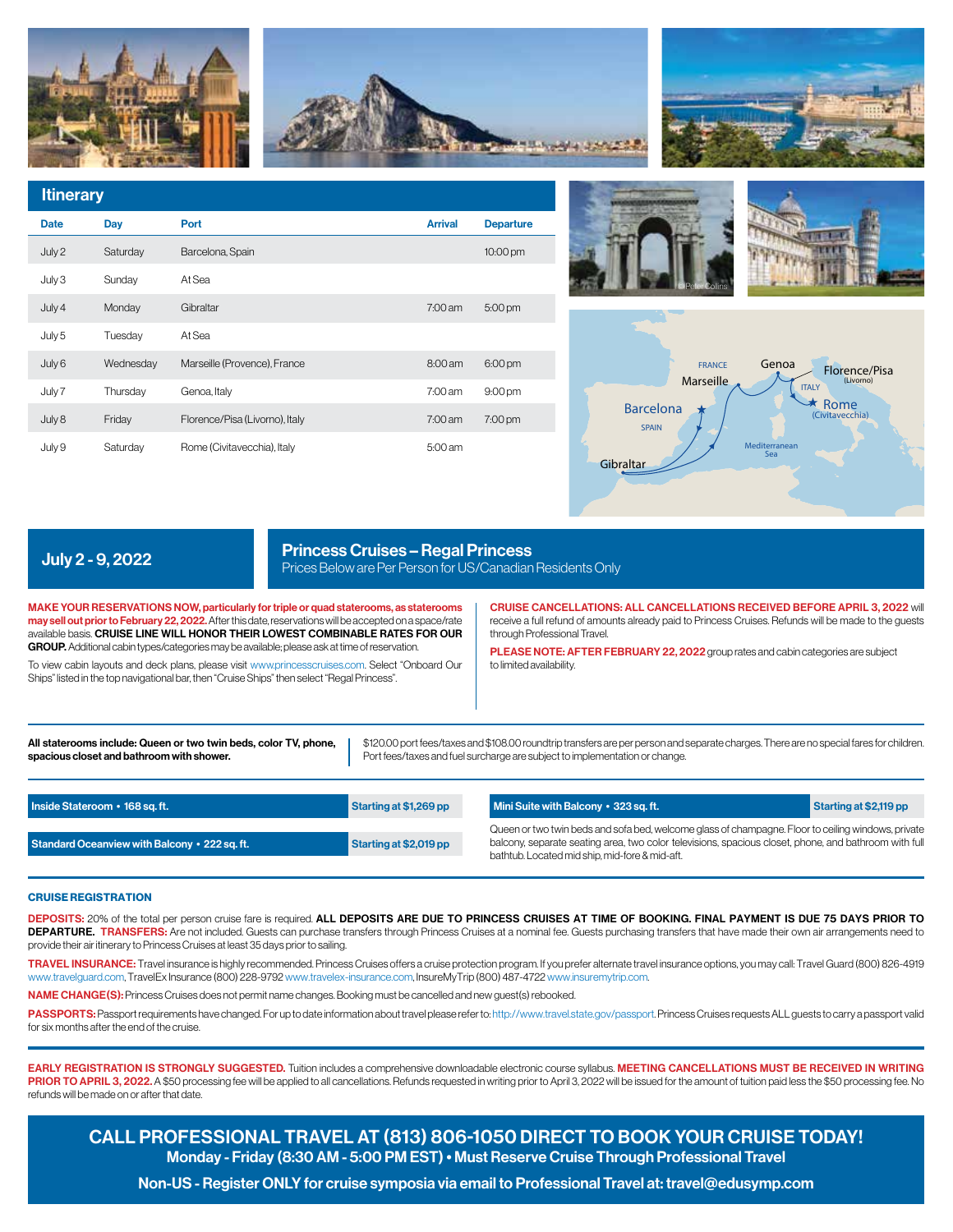## Itinerary

| Date | Day | Port | Arrival | Departure |
|---|---|---|---|---|
| July 2 | Saturday | Barcelona, Spain | | 10:00 pm |
| July 3 | Sunday | At Sea | | |
| July 4 | Monday | Gibraltar | 7:00 am | 5:00 pm |
| July 5 | Tuesday | At Sea | | |
| July 6 | Wednesday | Marseille (Provence), France | 8:00 am | 6:00 pm |
| July 7 | Thursday | Genoa, Italy | 7:00 am | 9:00 pm |
| July 8 | Friday | Florence/Pisa (Livorno), Italy | 7:00 am | 7:00 pm |
| July 9 | Saturday | Rome (Civitavecchia), Italy | 5:00 am | |

©Peter Collins

FRANCE
Marseille
Genoa
Florence/Pisa (Livorno)
ITALY
Rome (Civitavecchia)
Barcelona
SPAIN
Mediterranean Sea
Gibraltar

## July 2 - 9, 2022

## Princess Cruises – Regal Princess

Prices Below are Per Person for US/Canadian Residents Only

**MAKE YOUR RESERVATIONS NOW, particularly for triple or quad staterooms, as staterooms may sell out prior to February 22, 2022.** After this date, reservations will be accepted on a space/rate available basis. **CRUISE LINE WILL HONOR THEIR LOWEST COMBINABLE RATES FOR OUR GROUP.** Additional cabin types/categories may be available; please ask at time of reservation.

To view cabin layouts and deck plans, please visit www.princesscruises.com. Select "Onboard Our Ships" listed in the top navigational bar, then "Cruise Ships" then select "Regal Princess".

**CRUISE CANCELLATIONS: ALL CANCELLATIONS RECEIVED BEFORE APRIL 3, 2022** will receive a full refund of amounts already paid to Princess Cruises. Refunds will be made to the guests through Professional Travel.

**PLEASE NOTE: AFTER FEBRUARY 22, 2022** group rates and cabin categories are subject to limited availability.

**All staterooms include: Queen or two twin beds, color TV, phone, spacious closet and bathroom with shower.**

$120.00 port fees/taxes and $108.00 roundtrip transfers are per person and separate charges. There are no special fares for children. Port fees/taxes and fuel surcharge are subject to implementation or change.

| Stateroom | Price |
|---|---|
| Inside Stateroom • 168 sq. ft. | Starting at $1,269 pp |
| Standard Oceanview with Balcony • 222 sq. ft. | Starting at $2,019 pp |
| Mini Suite with Balcony • 323 sq. ft. | Starting at $2,119 pp |

Queen or two twin beds and sofa bed, welcome glass of champagne. Floor to ceiling windows, private balcony, separate seating area, two color televisions, spacious closet, phone, and bathroom with full bathtub. Located mid ship, mid-fore & mid-aft.

### CRUISE REGISTRATION

**DEPOSITS:** 20% of the total per person cruise fare is required. **ALL DEPOSITS ARE DUE TO PRINCESS CRUISES AT TIME OF BOOKING. FINAL PAYMENT IS DUE 75 DAYS PRIOR TO DEPARTURE. TRANSFERS:** Are not included. Guests can purchase transfers through Princess Cruises at a nominal fee. Guests purchasing transfers that have made their own air arrangements need to provide their air itinerary to Princess Cruises at least 35 days prior to sailing.

**TRAVEL INSURANCE:** Travel insurance is highly recommended. Princess Cruises offers a cruise protection program. If you prefer alternate travel insurance options, you may call: Travel Guard (800) 826-4919 www.travelguard.com, TravelEx Insurance (800) 228-9792 www.travelex-insurance.com, InsureMyTrip (800) 487-4722 www.insuremytrip.com.

**NAME CHANGE(S):** Princess Cruises does not permit name changes. Booking must be cancelled and new guest(s) rebooked.

**PASSPORTS:** Passport requirements have changed. For up to date information about travel please refer to: http://www.travel.state.gov/passport. Princess Cruises requests ALL guests to carry a passport valid for six months after the end of the cruise.

**EARLY REGISTRATION IS STRONGLY SUGGESTED.** Tuition includes a comprehensive downloadable electronic course syllabus. **MEETING CANCELLATIONS MUST BE RECEIVED IN WRITING PRIOR TO APRIL 3, 2022.** A $50 processing fee will be applied to all cancellations. Refunds requested in writing prior to April 3, 2022 will be issued for the amount of tuition paid less the $50 processing fee. No refunds will be made on or after that date.

## CALL PROFESSIONAL TRAVEL AT (813) 806-1050 DIRECT TO BOOK YOUR CRUISE TODAY!

**Monday - Friday (8:30 AM - 5:00 PM EST) • Must Reserve Cruise Through Professional Travel**

**Non-US - Register ONLY for cruise symposia via email to Professional Travel at: travel@edusymp.com**